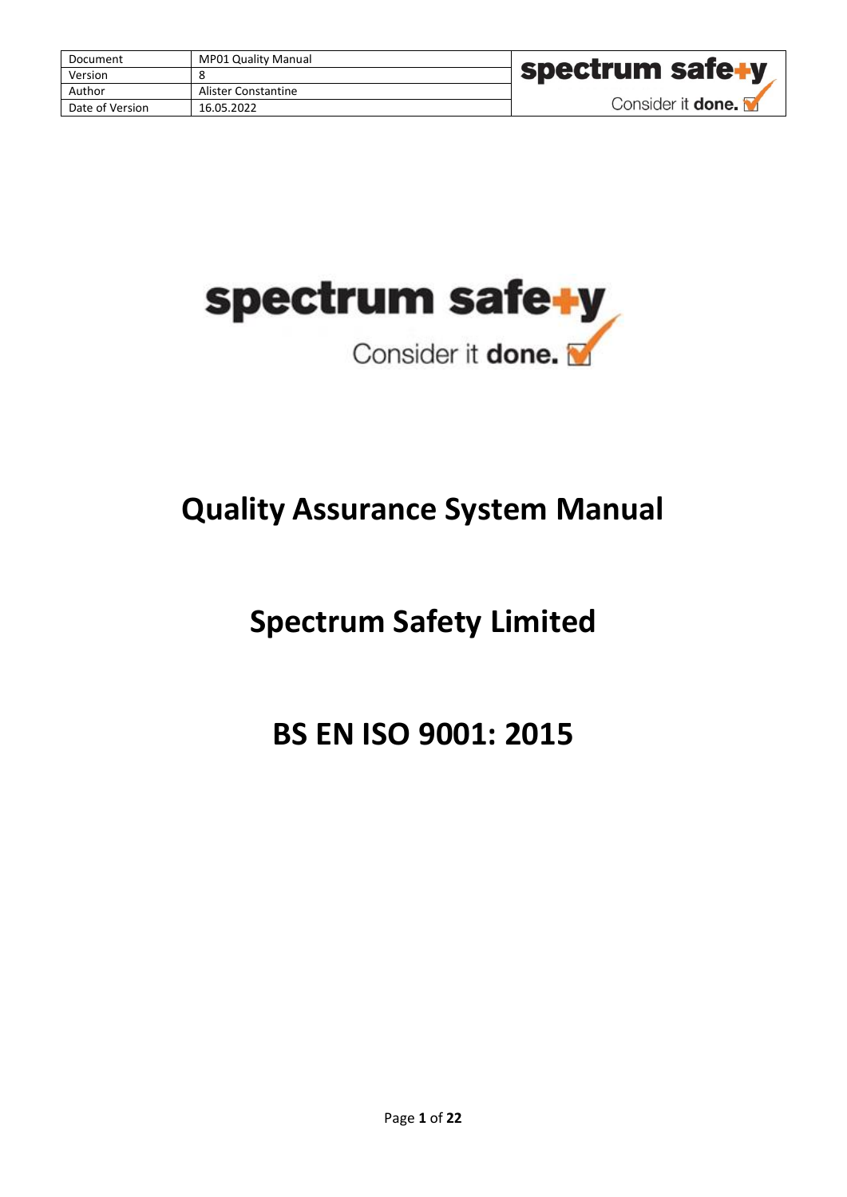| Document | MP01 Quality Manual |
|---|---|
| Version | 8 |
| Author | Alister Constantine |
| Date of Version | 16.05.2022 |

spectrum safety

Consider it **done.**

# Quality Assurance System Manual

# Spectrum Safety Limited

# BS EN ISO 9001: 2015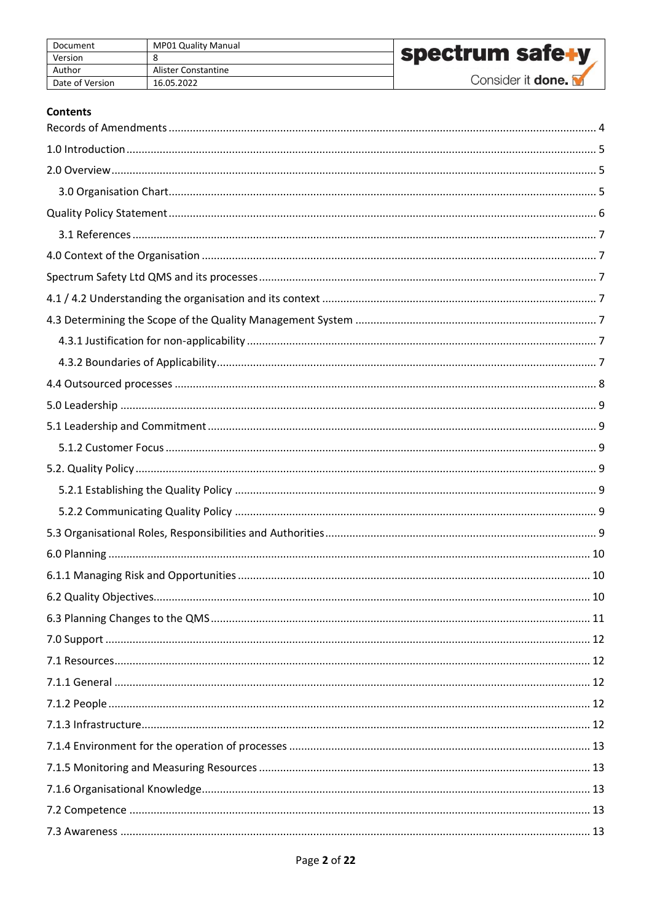## Contents

Records of Amendments ..... 4
1.0 Introduction ..... 5
2.0 Overview ..... 5
  3.0 Organisation Chart ..... 5
Quality Policy Statement ..... 6
  3.1 References ..... 7
4.0 Context of the Organisation ..... 7
Spectrum Safety Ltd QMS and its processes ..... 7
4.1 / 4.2 Understanding the organisation and its context ..... 7
4.3 Determining the Scope of the Quality Management System ..... 7
  4.3.1 Justification for non-applicability ..... 7
  4.3.2 Boundaries of Applicability ..... 7
4.4 Outsourced processes ..... 8
5.0 Leadership ..... 9
5.1 Leadership and Commitment ..... 9
  5.1.2 Customer Focus ..... 9
5.2. Quality Policy ..... 9
  5.2.1 Establishing the Quality Policy ..... 9
  5.2.2 Communicating Quality Policy ..... 9
5.3 Organisational Roles, Responsibilities and Authorities ..... 9
6.0 Planning ..... 10
6.1.1 Managing Risk and Opportunities ..... 10
6.2 Quality Objectives ..... 10
6.3 Planning Changes to the QMS ..... 11
7.0 Support ..... 12
7.1 Resources ..... 12
7.1.1 General ..... 12
7.1.2 People ..... 12
7.1.3 Infrastructure ..... 12
7.1.4 Environment for the operation of processes ..... 13
7.1.5 Monitoring and Measuring Resources ..... 13
7.1.6 Organisational Knowledge ..... 13
7.2 Competence ..... 13
7.3 Awareness ..... 13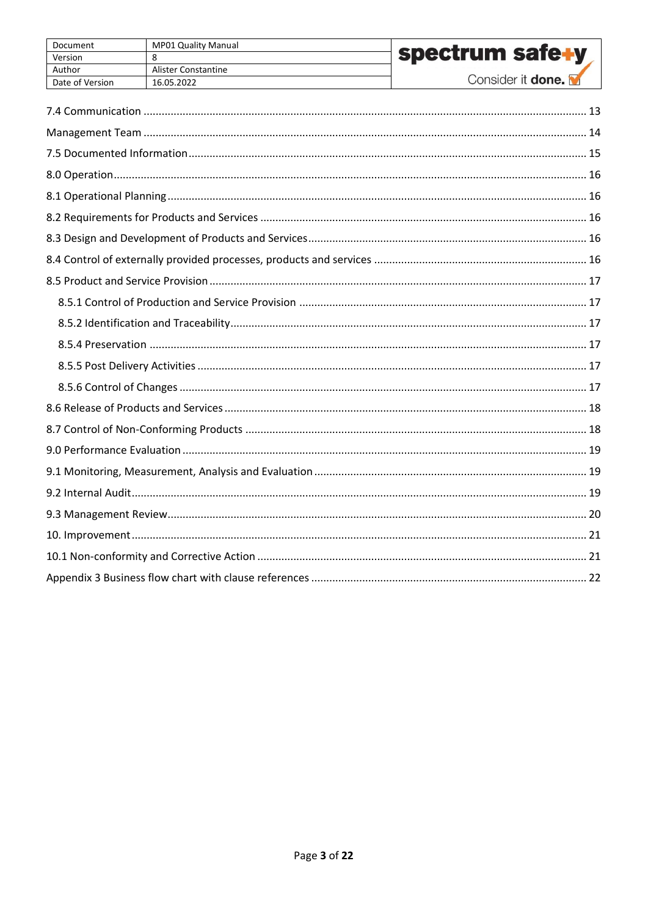| Document | MP01 Quality Manual |
| --- | --- |
| Version | 8 |
| Author | Alister Constantine |
| Date of Version | 16.05.2022 |

7.4 Communication ... 13

Management Team ... 14

7.5 Documented Information ... 15

8.0 Operation ... 16

8.1 Operational Planning ... 16

8.2 Requirements for Products and Services ... 16

8.3 Design and Development of Products and Services ... 16

8.4 Control of externally provided processes, products and services ... 16

8.5 Product and Service Provision ... 17

- 8.5.1 Control of Production and Service Provision ... 17
- 8.5.2 Identification and Traceability ... 17
- 8.5.4 Preservation ... 17
- 8.5.5 Post Delivery Activities ... 17
- 8.5.6 Control of Changes ... 17

8.6 Release of Products and Services ... 18

8.7 Control of Non-Conforming Products ... 18

9.0 Performance Evaluation ... 19

9.1 Monitoring, Measurement, Analysis and Evaluation ... 19

9.2 Internal Audit ... 19

9.3 Management Review ... 20

10. Improvement ... 21

10.1 Non-conformity and Corrective Action ... 21

Appendix 3 Business flow chart with clause references ... 22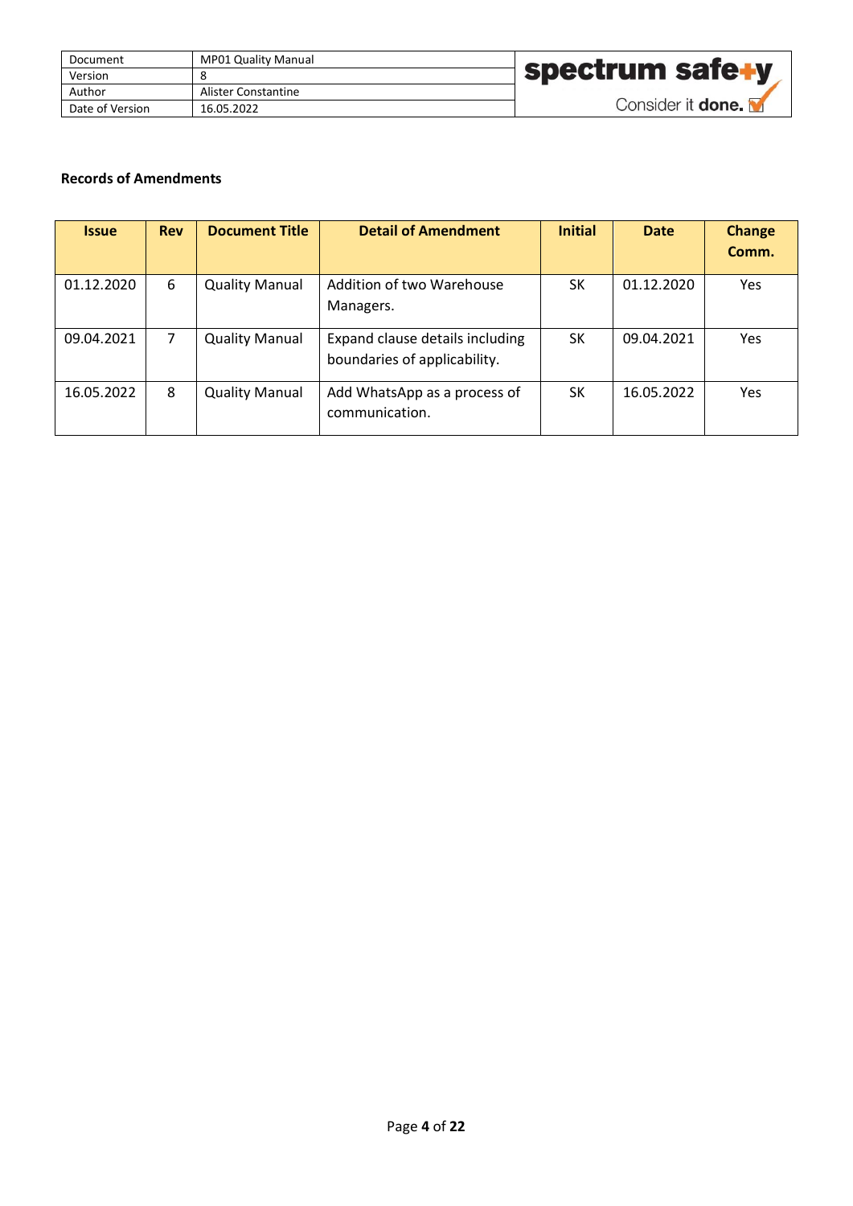**Records of Amendments**

| Issue | Rev | Document Title | Detail of Amendment | Initial | Date | Change Comm. |
|---|---|---|---|---|---|---|
| 01.12.2020 | 6 | Quality Manual | Addition of two Warehouse Managers. | SK | 01.12.2020 | Yes |
| 09.04.2021 | 7 | Quality Manual | Expand clause details including boundaries of applicability. | SK | 09.04.2021 | Yes |
| 16.05.2022 | 8 | Quality Manual | Add WhatsApp as a process of communication. | SK | 16.05.2022 | Yes |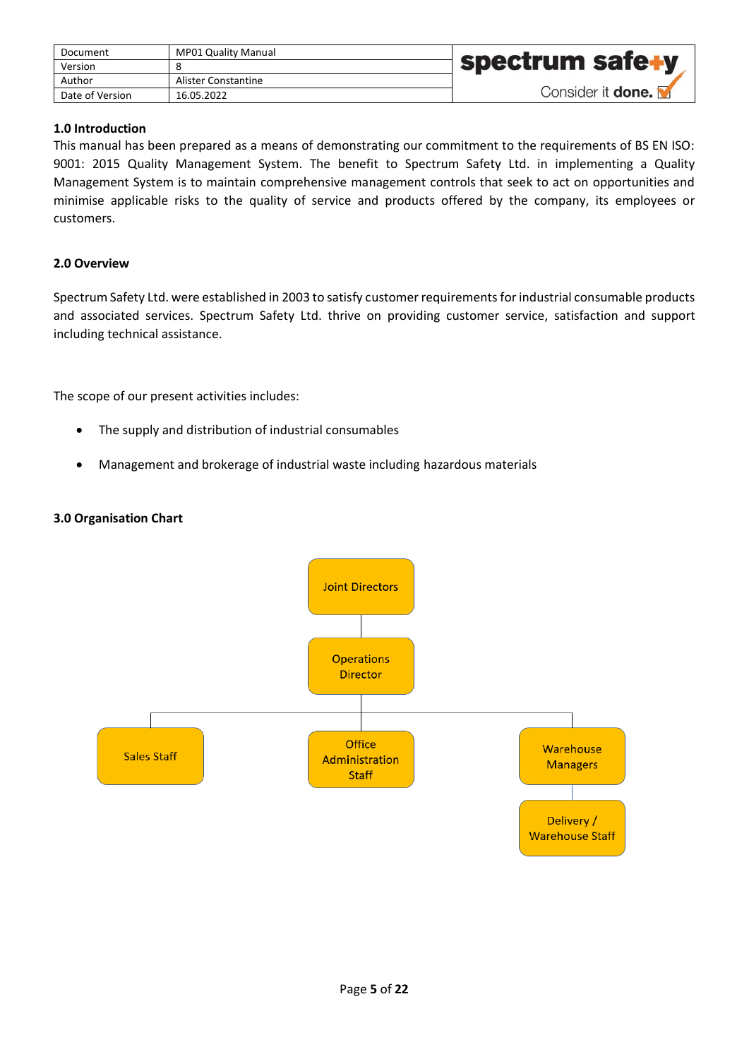| Document | MP01 Quality Manual |
| --- | --- |
| Version | 8 |
| Author | Alister Constantine |
| Date of Version | 16.05.2022 |

## 1.0 Introduction

This manual has been prepared as a means of demonstrating our commitment to the requirements of BS EN ISO: 9001: 2015 Quality Management System. The benefit to Spectrum Safety Ltd. in implementing a Quality Management System is to maintain comprehensive management controls that seek to act on opportunities and minimise applicable risks to the quality of service and products offered by the company, its employees or customers.

## 2.0 Overview

Spectrum Safety Ltd. were established in 2003 to satisfy customer requirements for industrial consumable products and associated services. Spectrum Safety Ltd. thrive on providing customer service, satisfaction and support including technical assistance.

The scope of our present activities includes:

- The supply and distribution of industrial consumables
- Management and brokerage of industrial waste including hazardous materials

## 3.0 Organisation Chart

- Joint Directors
  - Operations Director
    - Sales Staff
    - Office Administration Staff
    - Warehouse Managers
      - Delivery / Warehouse Staff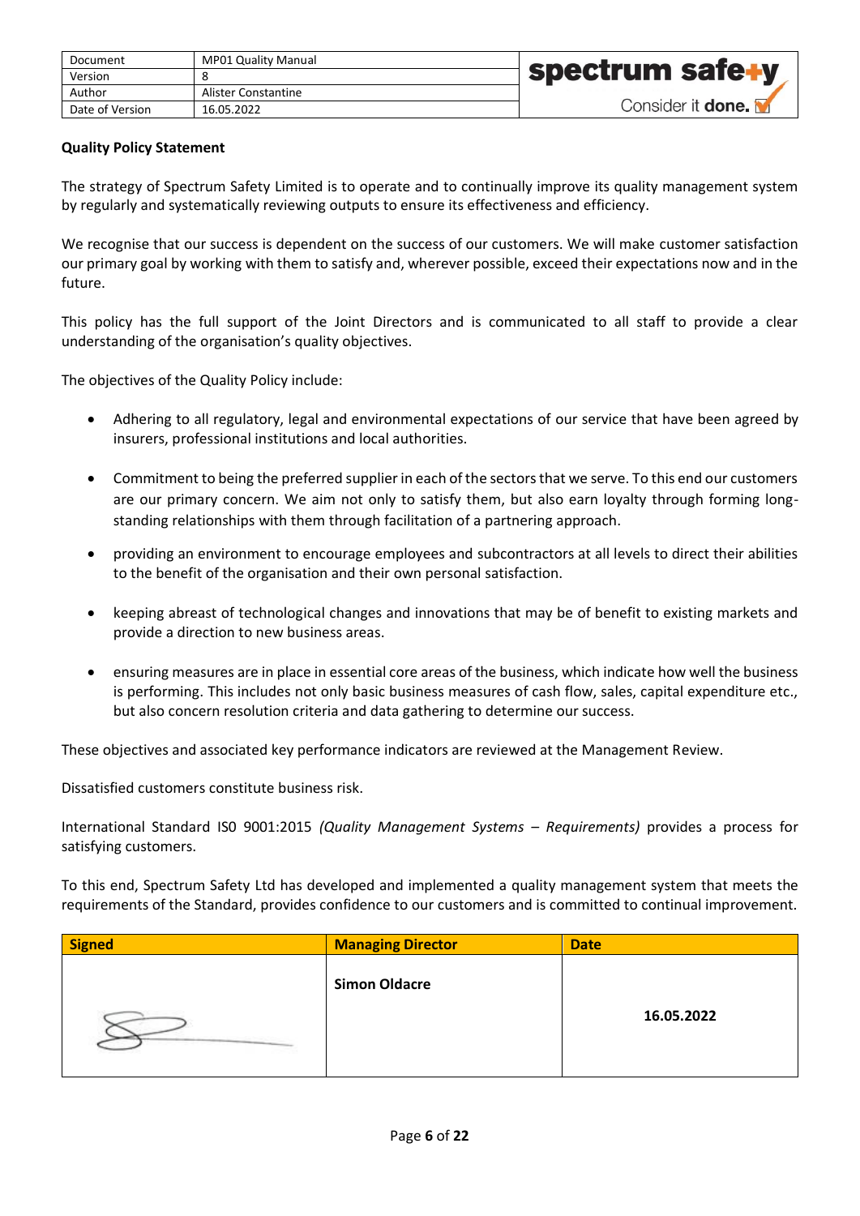## Quality Policy Statement

The strategy of Spectrum Safety Limited is to operate and to continually improve its quality management system by regularly and systematically reviewing outputs to ensure its effectiveness and efficiency.

We recognise that our success is dependent on the success of our customers. We will make customer satisfaction our primary goal by working with them to satisfy and, wherever possible, exceed their expectations now and in the future.

This policy has the full support of the Joint Directors and is communicated to all staff to provide a clear understanding of the organisation's quality objectives.

The objectives of the Quality Policy include:

- Adhering to all regulatory, legal and environmental expectations of our service that have been agreed by insurers, professional institutions and local authorities.
- Commitment to being the preferred supplier in each of the sectors that we serve. To this end our customers are our primary concern. We aim not only to satisfy them, but also earn loyalty through forming long-standing relationships with them through facilitation of a partnering approach.
- providing an environment to encourage employees and subcontractors at all levels to direct their abilities to the benefit of the organisation and their own personal satisfaction.
- keeping abreast of technological changes and innovations that may be of benefit to existing markets and provide a direction to new business areas.
- ensuring measures are in place in essential core areas of the business, which indicate how well the business is performing. This includes not only basic business measures of cash flow, sales, capital expenditure etc., but also concern resolution criteria and data gathering to determine our success.

These objectives and associated key performance indicators are reviewed at the Management Review.

Dissatisfied customers constitute business risk.

International Standard IS0 9001:2015 *(Quality Management Systems – Requirements)* provides a process for satisfying customers.

To this end, Spectrum Safety Ltd has developed and implemented a quality management system that meets the requirements of the Standard, provides confidence to our customers and is committed to continual improvement.

| Signed | Managing Director | Date |
|---|---|---|
| [signature] | **Simon Oldacre** | **16.05.2022** |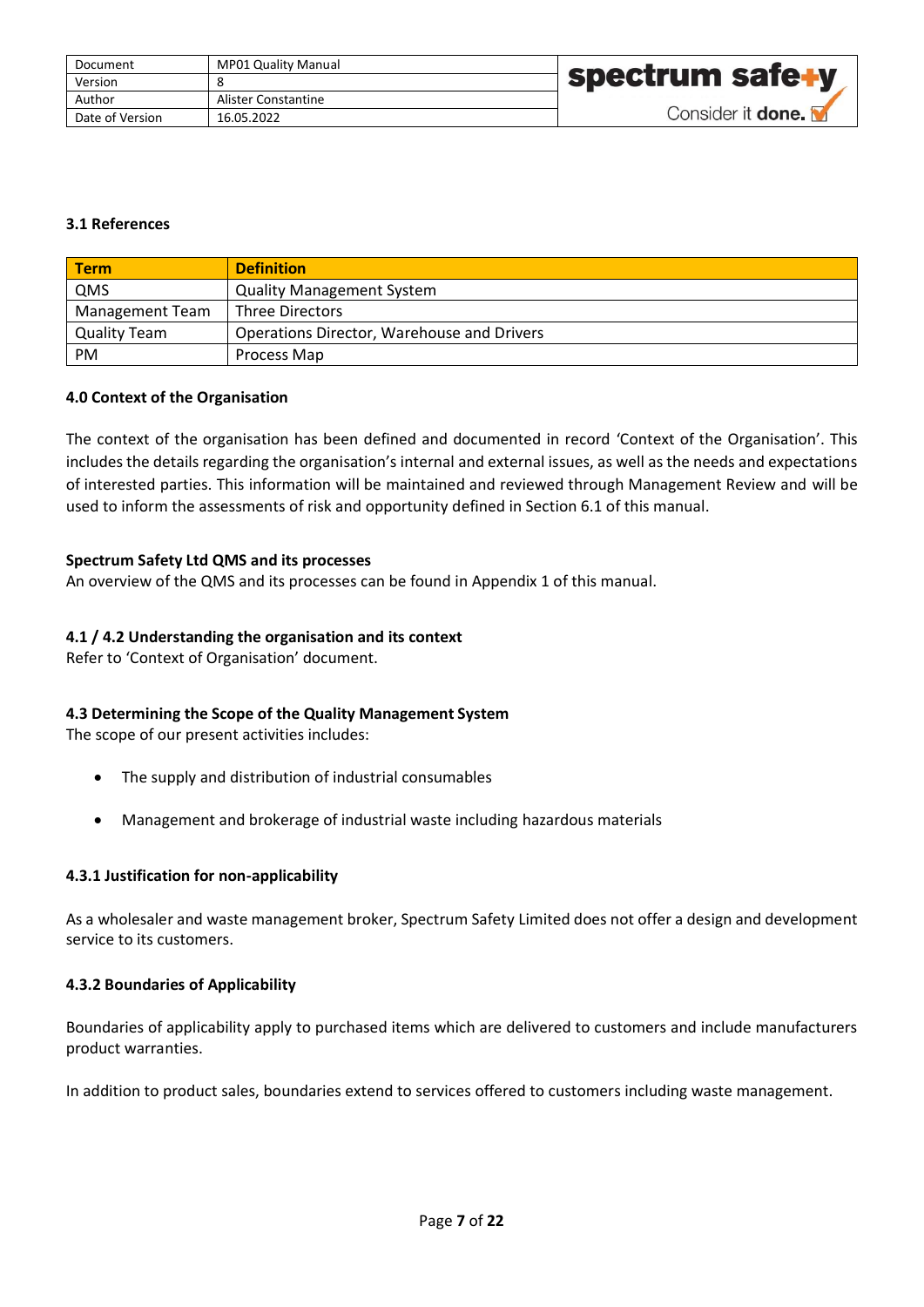### 3.1 References

| Term | Definition |
|---|---|
| QMS | Quality Management System |
| Management Team | Three Directors |
| Quality Team | Operations Director, Warehouse and Drivers |
| PM | Process Map |

### 4.0 Context of the Organisation

The context of the organisation has been defined and documented in record 'Context of the Organisation'. This includes the details regarding the organisation's internal and external issues, as well as the needs and expectations of interested parties. This information will be maintained and reviewed through Management Review and will be used to inform the assessments of risk and opportunity defined in Section 6.1 of this manual.

**Spectrum Safety Ltd QMS and its processes**

An overview of the QMS and its processes can be found in Appendix 1 of this manual.

### 4.1 / 4.2 Understanding the organisation and its context

Refer to 'Context of Organisation' document.

### 4.3 Determining the Scope of the Quality Management System

The scope of our present activities includes:

- The supply and distribution of industrial consumables
- Management and brokerage of industrial waste including hazardous materials

#### 4.3.1 Justification for non-applicability

As a wholesaler and waste management broker, Spectrum Safety Limited does not offer a design and development service to its customers.

#### 4.3.2 Boundaries of Applicability

Boundaries of applicability apply to purchased items which are delivered to customers and include manufacturers product warranties.

In addition to product sales, boundaries extend to services offered to customers including waste management.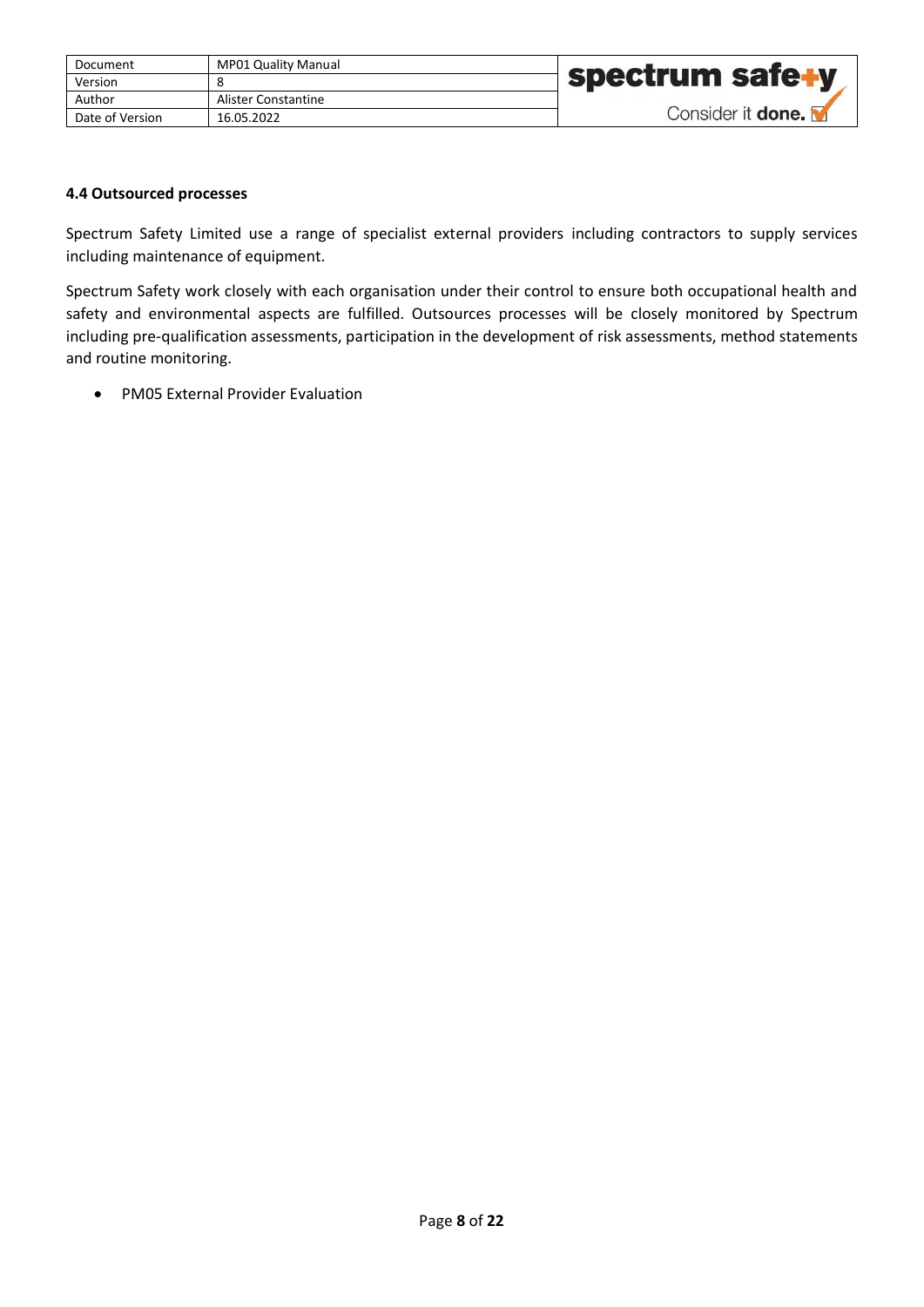### 4.4 Outsourced processes

Spectrum Safety Limited use a range of specialist external providers including contractors to supply services including maintenance of equipment.

Spectrum Safety work closely with each organisation under their control to ensure both occupational health and safety and environmental aspects are fulfilled. Outsources processes will be closely monitored by Spectrum including pre-qualification assessments, participation in the development of risk assessments, method statements and routine monitoring.

- PM05 External Provider Evaluation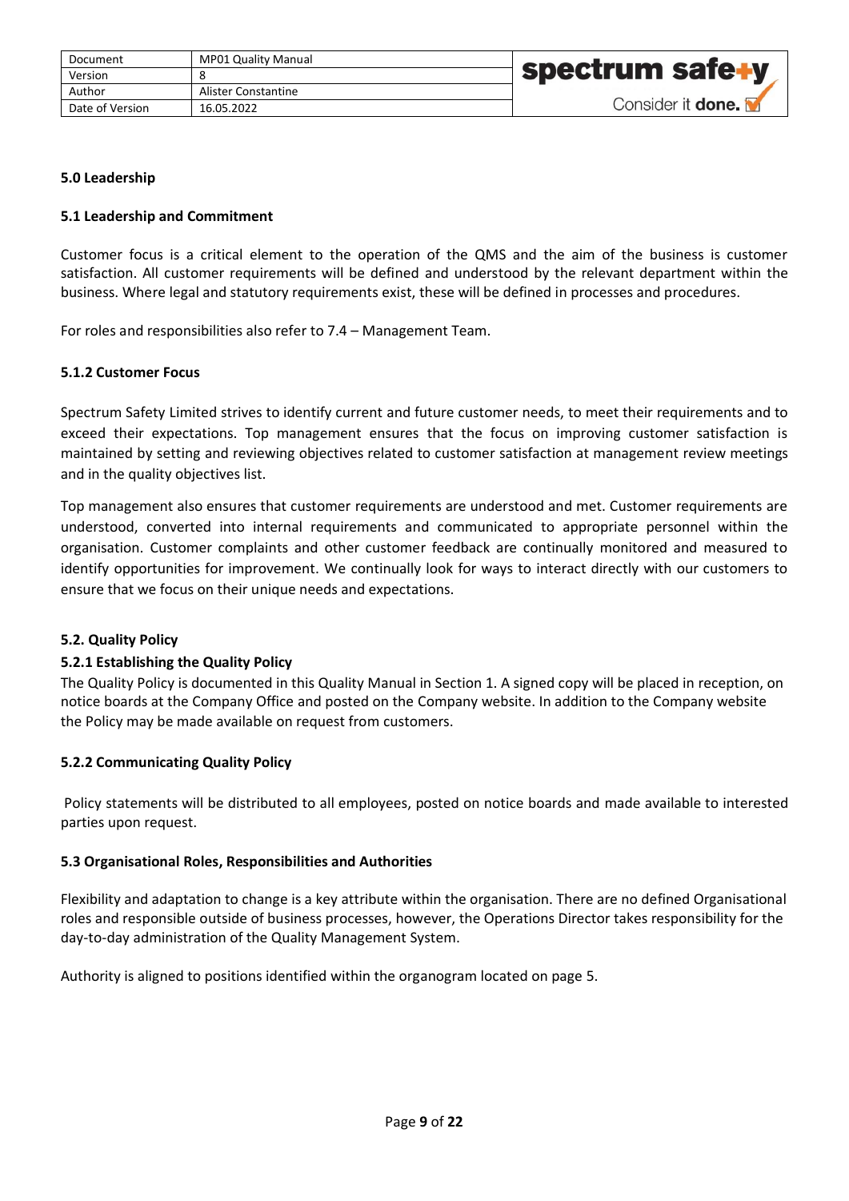## 5.0 Leadership

### 5.1 Leadership and Commitment

Customer focus is a critical element to the operation of the QMS and the aim of the business is customer satisfaction. All customer requirements will be defined and understood by the relevant department within the business. Where legal and statutory requirements exist, these will be defined in processes and procedures.

For roles and responsibilities also refer to 7.4 – Management Team.

### 5.1.2 Customer Focus

Spectrum Safety Limited strives to identify current and future customer needs, to meet their requirements and to exceed their expectations. Top management ensures that the focus on improving customer satisfaction is maintained by setting and reviewing objectives related to customer satisfaction at management review meetings and in the quality objectives list.

Top management also ensures that customer requirements are understood and met. Customer requirements are understood, converted into internal requirements and communicated to appropriate personnel within the organisation. Customer complaints and other customer feedback are continually monitored and measured to identify opportunities for improvement. We continually look for ways to interact directly with our customers to ensure that we focus on their unique needs and expectations.

### 5.2. Quality Policy

### 5.2.1 Establishing the Quality Policy

The Quality Policy is documented in this Quality Manual in Section 1. A signed copy will be placed in reception, on notice boards at the Company Office and posted on the Company website. In addition to the Company website the Policy may be made available on request from customers.

### 5.2.2 Communicating Quality Policy

Policy statements will be distributed to all employees, posted on notice boards and made available to interested parties upon request.

### 5.3 Organisational Roles, Responsibilities and Authorities

Flexibility and adaptation to change is a key attribute within the organisation. There are no defined Organisational roles and responsible outside of business processes, however, the Operations Director takes responsibility for the day-to-day administration of the Quality Management System.

Authority is aligned to positions identified within the organogram located on page 5.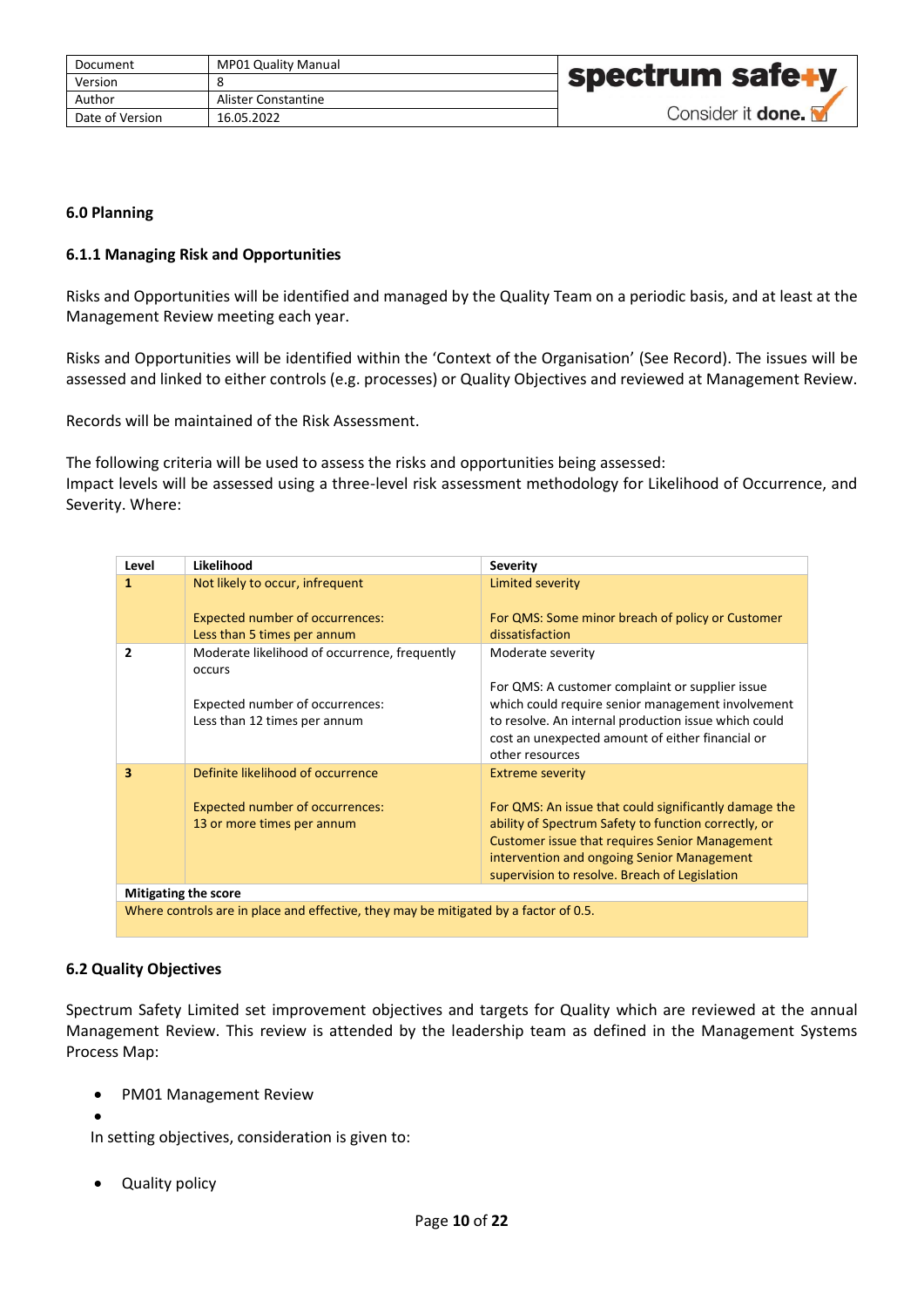## 6.0 Planning

### 6.1.1 Managing Risk and Opportunities

Risks and Opportunities will be identified and managed by the Quality Team on a periodic basis, and at least at the Management Review meeting each year.

Risks and Opportunities will be identified within the 'Context of the Organisation' (See Record). The issues will be assessed and linked to either controls (e.g. processes) or Quality Objectives and reviewed at Management Review.

Records will be maintained of the Risk Assessment.

The following criteria will be used to assess the risks and opportunities being assessed:
Impact levels will be assessed using a three-level risk assessment methodology for Likelihood of Occurrence, and Severity. Where:

| Level | Likelihood | Severity |
|---|---|---|
| **1** | Not likely to occur, infrequent<br><br>Expected number of occurrences:<br>Less than 5 times per annum | Limited severity<br><br>For QMS: Some minor breach of policy or Customer dissatisfaction |
| **2** | Moderate likelihood of occurrence, frequently occurs<br><br>Expected number of occurrences:<br>Less than 12 times per annum | Moderate severity<br><br>For QMS: A customer complaint or supplier issue which could require senior management involvement to resolve. An internal production issue which could cost an unexpected amount of either financial or other resources |
| **3** | Definite likelihood of occurrence<br><br>Expected number of occurrences:<br>13 or more times per annum | Extreme severity<br><br>For QMS: An issue that could significantly damage the ability of Spectrum Safety to function correctly, or Customer issue that requires Senior Management intervention and ongoing Senior Management supervision to resolve. Breach of Legislation |
| **Mitigating the score** | | |
| Where controls are in place and effective, they may be mitigated by a factor of 0.5. | | |

### 6.2 Quality Objectives

Spectrum Safety Limited set improvement objectives and targets for Quality which are reviewed at the annual Management Review. This review is attended by the leadership team as defined in the Management Systems Process Map:

- PM01 Management Review
-

In setting objectives, consideration is given to:

- Quality policy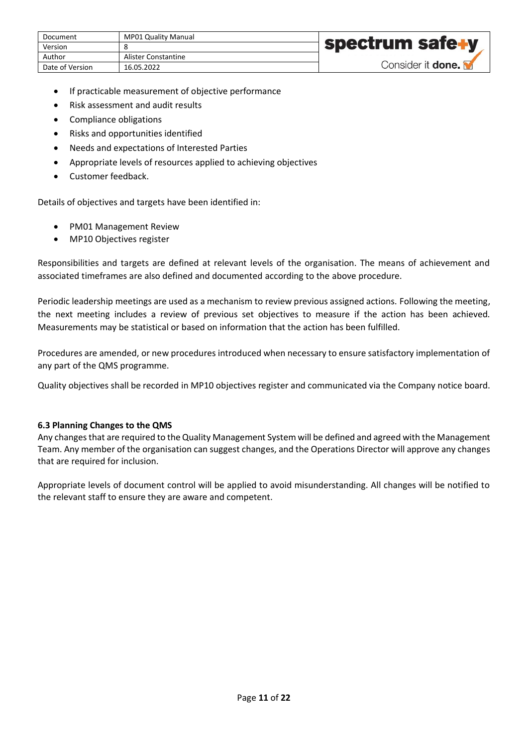- If practicable measurement of objective performance
- Risk assessment and audit results
- Compliance obligations
- Risks and opportunities identified
- Needs and expectations of Interested Parties
- Appropriate levels of resources applied to achieving objectives
- Customer feedback.

Details of objectives and targets have been identified in:

- PM01 Management Review
- MP10 Objectives register

Responsibilities and targets are defined at relevant levels of the organisation. The means of achievement and associated timeframes are also defined and documented according to the above procedure.

Periodic leadership meetings are used as a mechanism to review previous assigned actions. Following the meeting, the next meeting includes a review of previous set objectives to measure if the action has been achieved. Measurements may be statistical or based on information that the action has been fulfilled.

Procedures are amended, or new procedures introduced when necessary to ensure satisfactory implementation of any part of the QMS programme.

Quality objectives shall be recorded in MP10 objectives register and communicated via the Company notice board.

### 6.3 Planning Changes to the QMS

Any changes that are required to the Quality Management System will be defined and agreed with the Management Team. Any member of the organisation can suggest changes, and the Operations Director will approve any changes that are required for inclusion.

Appropriate levels of document control will be applied to avoid misunderstanding. All changes will be notified to the relevant staff to ensure they are aware and competent.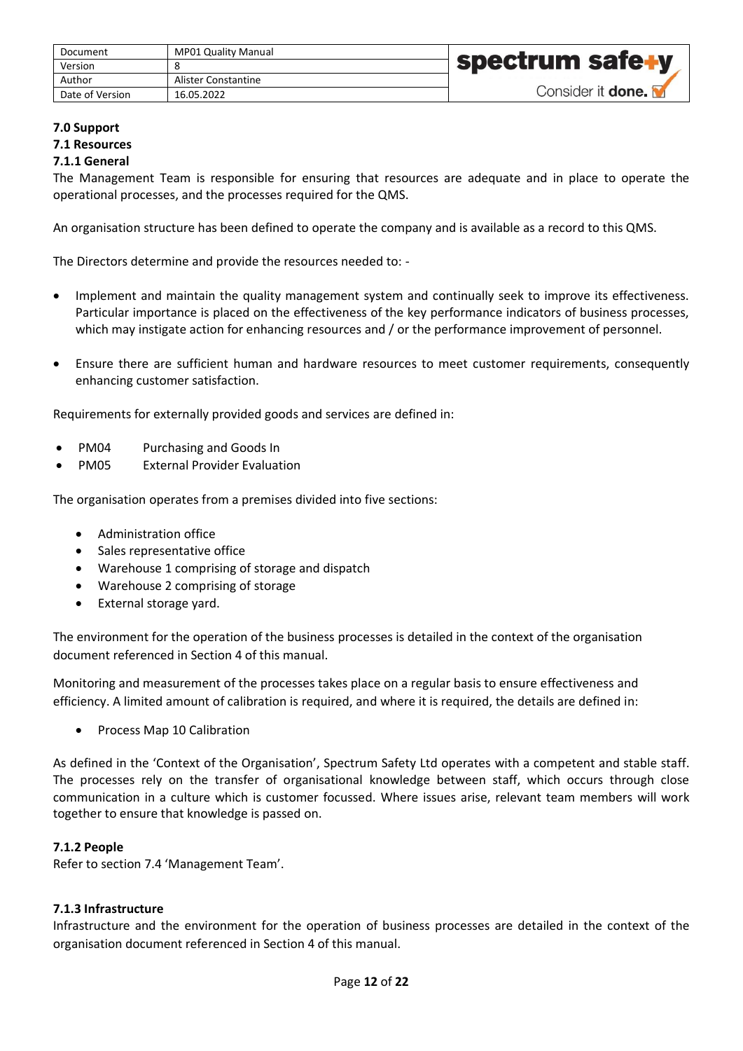## 7.0 Support

### 7.1 Resources

#### 7.1.1 General

The Management Team is responsible for ensuring that resources are adequate and in place to operate the operational processes, and the processes required for the QMS.

An organisation structure has been defined to operate the company and is available as a record to this QMS.

The Directors determine and provide the resources needed to: -

- Implement and maintain the quality management system and continually seek to improve its effectiveness. Particular importance is placed on the effectiveness of the key performance indicators of business processes, which may instigate action for enhancing resources and / or the performance improvement of personnel.
- Ensure there are sufficient human and hardware resources to meet customer requirements, consequently enhancing customer satisfaction.

Requirements for externally provided goods and services are defined in:

- PM04 Purchasing and Goods In
- PM05 External Provider Evaluation

The organisation operates from a premises divided into five sections:

- Administration office
- Sales representative office
- Warehouse 1 comprising of storage and dispatch
- Warehouse 2 comprising of storage
- External storage yard.

The environment for the operation of the business processes is detailed in the context of the organisation document referenced in Section 4 of this manual.

Monitoring and measurement of the processes takes place on a regular basis to ensure effectiveness and efficiency. A limited amount of calibration is required, and where it is required, the details are defined in:

- Process Map 10 Calibration

As defined in the 'Context of the Organisation', Spectrum Safety Ltd operates with a competent and stable staff. The processes rely on the transfer of organisational knowledge between staff, which occurs through close communication in a culture which is customer focussed. Where issues arise, relevant team members will work together to ensure that knowledge is passed on.

#### 7.1.2 People

Refer to section 7.4 'Management Team'.

#### 7.1.3 Infrastructure

Infrastructure and the environment for the operation of business processes are detailed in the context of the organisation document referenced in Section 4 of this manual.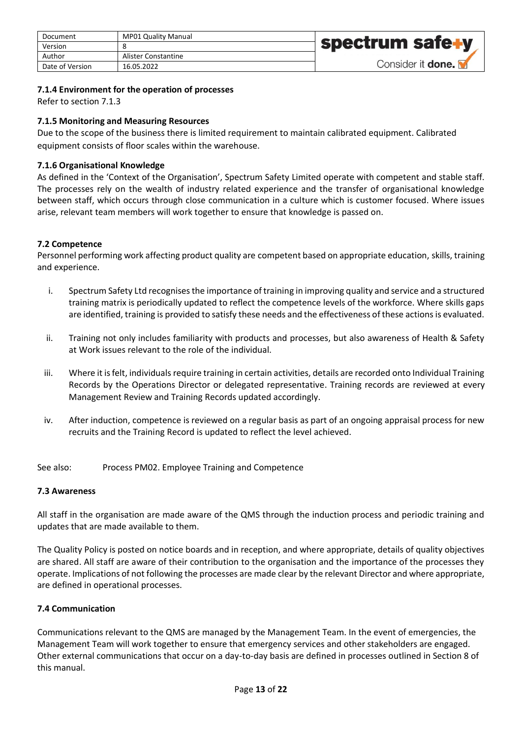### 7.1.4 Environment for the operation of processes

Refer to section 7.1.3

### 7.1.5 Monitoring and Measuring Resources

Due to the scope of the business there is limited requirement to maintain calibrated equipment. Calibrated equipment consists of floor scales within the warehouse.

### 7.1.6 Organisational Knowledge

As defined in the 'Context of the Organisation', Spectrum Safety Limited operate with competent and stable staff. The processes rely on the wealth of industry related experience and the transfer of organisational knowledge between staff, which occurs through close communication in a culture which is customer focused. Where issues arise, relevant team members will work together to ensure that knowledge is passed on.

### 7.2 Competence

Personnel performing work affecting product quality are competent based on appropriate education, skills, training and experience.

i. Spectrum Safety Ltd recognises the importance of training in improving quality and service and a structured training matrix is periodically updated to reflect the competence levels of the workforce. Where skills gaps are identified, training is provided to satisfy these needs and the effectiveness of these actions is evaluated.

ii. Training not only includes familiarity with products and processes, but also awareness of Health & Safety at Work issues relevant to the role of the individual.

iii. Where it is felt, individuals require training in certain activities, details are recorded onto Individual Training Records by the Operations Director or delegated representative. Training records are reviewed at every Management Review and Training Records updated accordingly.

iv. After induction, competence is reviewed on a regular basis as part of an ongoing appraisal process for new recruits and the Training Record is updated to reflect the level achieved.

See also: Process PM02. Employee Training and Competence

### 7.3 Awareness

All staff in the organisation are made aware of the QMS through the induction process and periodic training and updates that are made available to them.

The Quality Policy is posted on notice boards and in reception, and where appropriate, details of quality objectives are shared. All staff are aware of their contribution to the organisation and the importance of the processes they operate. Implications of not following the processes are made clear by the relevant Director and where appropriate, are defined in operational processes.

### 7.4 Communication

Communications relevant to the QMS are managed by the Management Team. In the event of emergencies, the Management Team will work together to ensure that emergency services and other stakeholders are engaged. Other external communications that occur on a day-to-day basis are defined in processes outlined in Section 8 of this manual.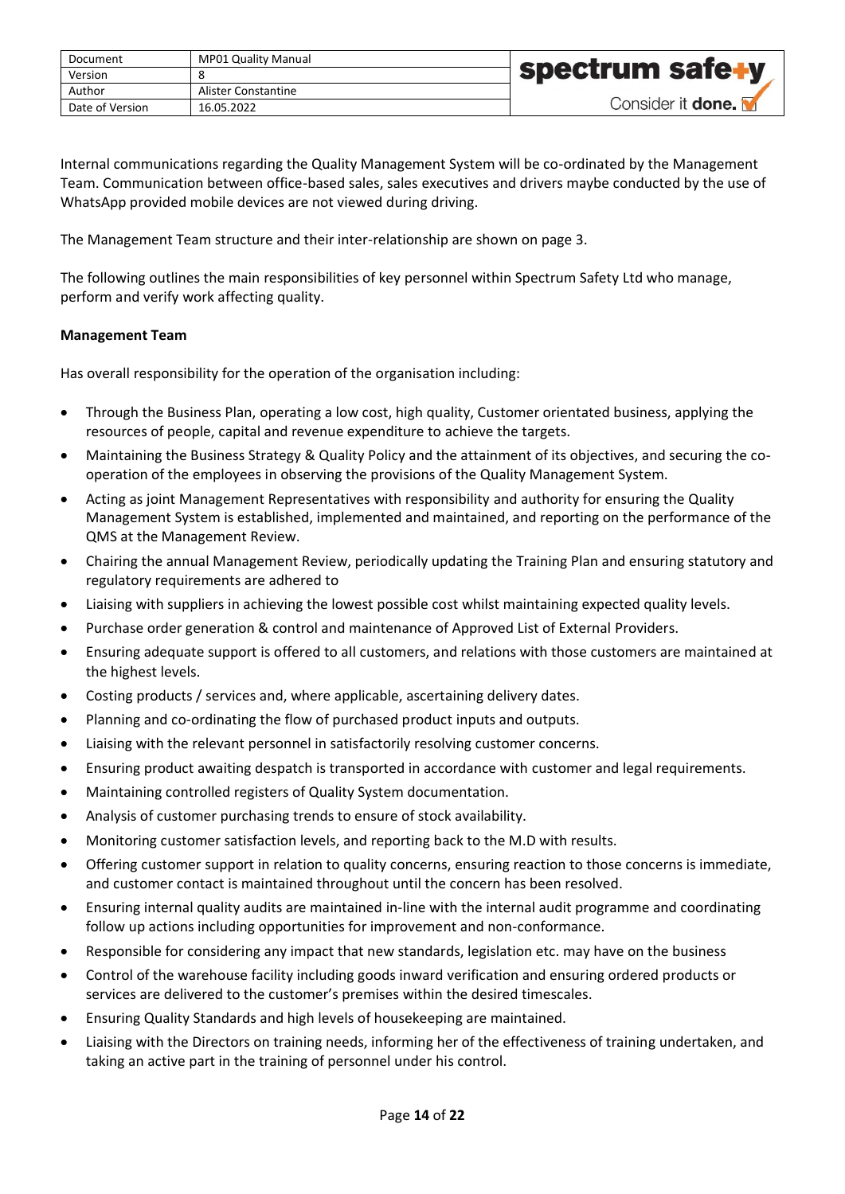Internal communications regarding the Quality Management System will be co-ordinated by the Management Team. Communication between office-based sales, sales executives and drivers maybe conducted by the use of WhatsApp provided mobile devices are not viewed during driving.

The Management Team structure and their inter-relationship are shown on page 3.

The following outlines the main responsibilities of key personnel within Spectrum Safety Ltd who manage, perform and verify work affecting quality.

**Management Team**

Has overall responsibility for the operation of the organisation including:

- Through the Business Plan, operating a low cost, high quality, Customer orientated business, applying the resources of people, capital and revenue expenditure to achieve the targets.
- Maintaining the Business Strategy & Quality Policy and the attainment of its objectives, and securing the co-operation of the employees in observing the provisions of the Quality Management System.
- Acting as joint Management Representatives with responsibility and authority for ensuring the Quality Management System is established, implemented and maintained, and reporting on the performance of the QMS at the Management Review.
- Chairing the annual Management Review, periodically updating the Training Plan and ensuring statutory and regulatory requirements are adhered to
- Liaising with suppliers in achieving the lowest possible cost whilst maintaining expected quality levels.
- Purchase order generation & control and maintenance of Approved List of External Providers.
- Ensuring adequate support is offered to all customers, and relations with those customers are maintained at the highest levels.
- Costing products / services and, where applicable, ascertaining delivery dates.
- Planning and co-ordinating the flow of purchased product inputs and outputs.
- Liaising with the relevant personnel in satisfactorily resolving customer concerns.
- Ensuring product awaiting despatch is transported in accordance with customer and legal requirements.
- Maintaining controlled registers of Quality System documentation.
- Analysis of customer purchasing trends to ensure of stock availability.
- Monitoring customer satisfaction levels, and reporting back to the M.D with results.
- Offering customer support in relation to quality concerns, ensuring reaction to those concerns is immediate, and customer contact is maintained throughout until the concern has been resolved.
- Ensuring internal quality audits are maintained in-line with the internal audit programme and coordinating follow up actions including opportunities for improvement and non-conformance.
- Responsible for considering any impact that new standards, legislation etc. may have on the business
- Control of the warehouse facility including goods inward verification and ensuring ordered products or services are delivered to the customer's premises within the desired timescales.
- Ensuring Quality Standards and high levels of housekeeping are maintained.
- Liaising with the Directors on training needs, informing her of the effectiveness of training undertaken, and taking an active part in the training of personnel under his control.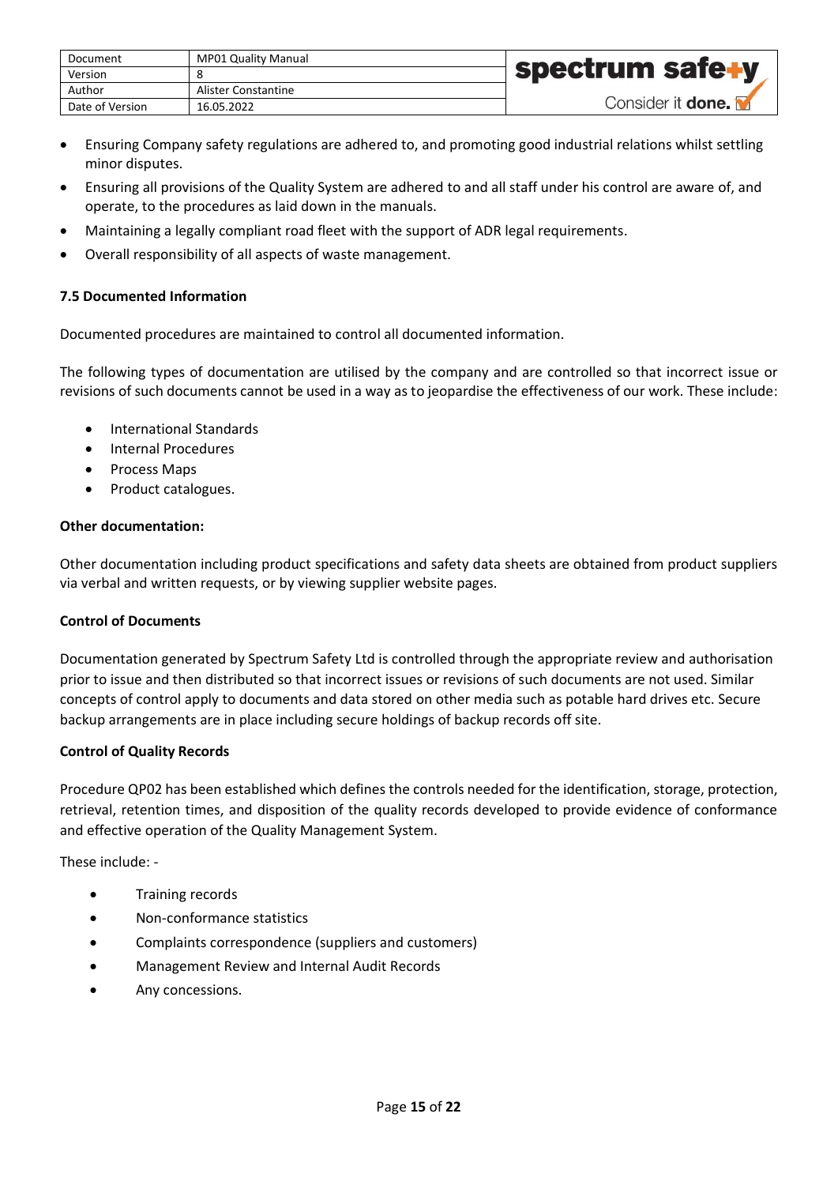- Ensuring Company safety regulations are adhered to, and promoting good industrial relations whilst settling minor disputes.
- Ensuring all provisions of the Quality System are adhered to and all staff under his control are aware of, and operate, to the procedures as laid down in the manuals.
- Maintaining a legally compliant road fleet with the support of ADR legal requirements.
- Overall responsibility of all aspects of waste management.

**7.5 Documented Information**

Documented procedures are maintained to control all documented information.

The following types of documentation are utilised by the company and are controlled so that incorrect issue or revisions of such documents cannot be used in a way as to jeopardise the effectiveness of our work. These include:

- International Standards
- Internal Procedures
- Process Maps
- Product catalogues.

**Other documentation:**

Other documentation including product specifications and safety data sheets are obtained from product suppliers via verbal and written requests, or by viewing supplier website pages.

**Control of Documents**

Documentation generated by Spectrum Safety Ltd is controlled through the appropriate review and authorisation prior to issue and then distributed so that incorrect issues or revisions of such documents are not used. Similar concepts of control apply to documents and data stored on other media such as potable hard drives etc. Secure backup arrangements are in place including secure holdings of backup records off site.

**Control of Quality Records**

Procedure QP02 has been established which defines the controls needed for the identification, storage, protection, retrieval, retention times, and disposition of the quality records developed to provide evidence of conformance and effective operation of the Quality Management System.

These include: -

- Training records
- Non-conformance statistics
- Complaints correspondence (suppliers and customers)
- Management Review and Internal Audit Records
- Any concessions.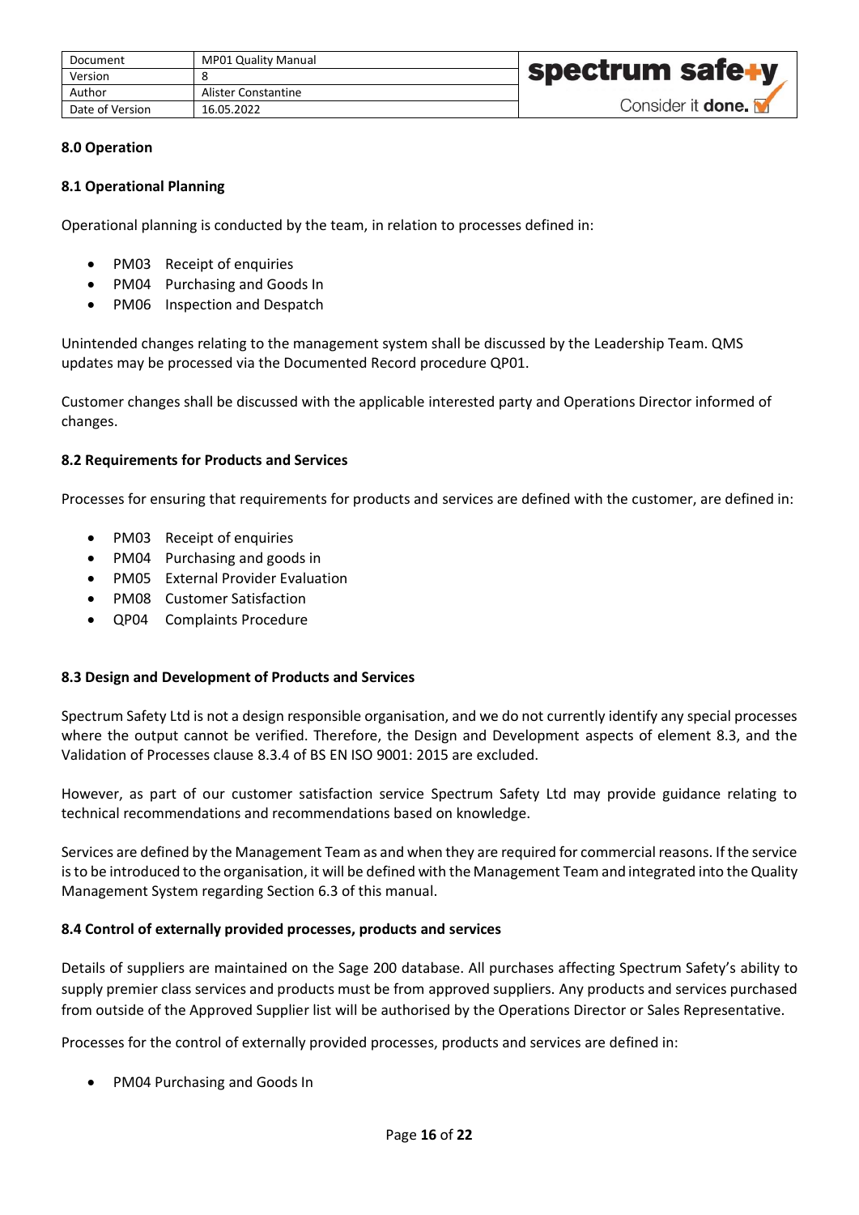**8.0 Operation**

**8.1 Operational Planning**

Operational planning is conducted by the team, in relation to processes defined in:

- PM03 Receipt of enquiries
- PM04 Purchasing and Goods In
- PM06 Inspection and Despatch

Unintended changes relating to the management system shall be discussed by the Leadership Team. QMS updates may be processed via the Documented Record procedure QP01.

Customer changes shall be discussed with the applicable interested party and Operations Director informed of changes.

**8.2 Requirements for Products and Services**

Processes for ensuring that requirements for products and services are defined with the customer, are defined in:

- PM03 Receipt of enquiries
- PM04 Purchasing and goods in
- PM05 External Provider Evaluation
- PM08 Customer Satisfaction
- QP04 Complaints Procedure

**8.3 Design and Development of Products and Services**

Spectrum Safety Ltd is not a design responsible organisation, and we do not currently identify any special processes where the output cannot be verified. Therefore, the Design and Development aspects of element 8.3, and the Validation of Processes clause 8.3.4 of BS EN ISO 9001: 2015 are excluded.

However, as part of our customer satisfaction service Spectrum Safety Ltd may provide guidance relating to technical recommendations and recommendations based on knowledge.

Services are defined by the Management Team as and when they are required for commercial reasons. If the service is to be introduced to the organisation, it will be defined with the Management Team and integrated into the Quality Management System regarding Section 6.3 of this manual.

**8.4 Control of externally provided processes, products and services**

Details of suppliers are maintained on the Sage 200 database. All purchases affecting Spectrum Safety's ability to supply premier class services and products must be from approved suppliers. Any products and services purchased from outside of the Approved Supplier list will be authorised by the Operations Director or Sales Representative.

Processes for the control of externally provided processes, products and services are defined in:

- PM04 Purchasing and Goods In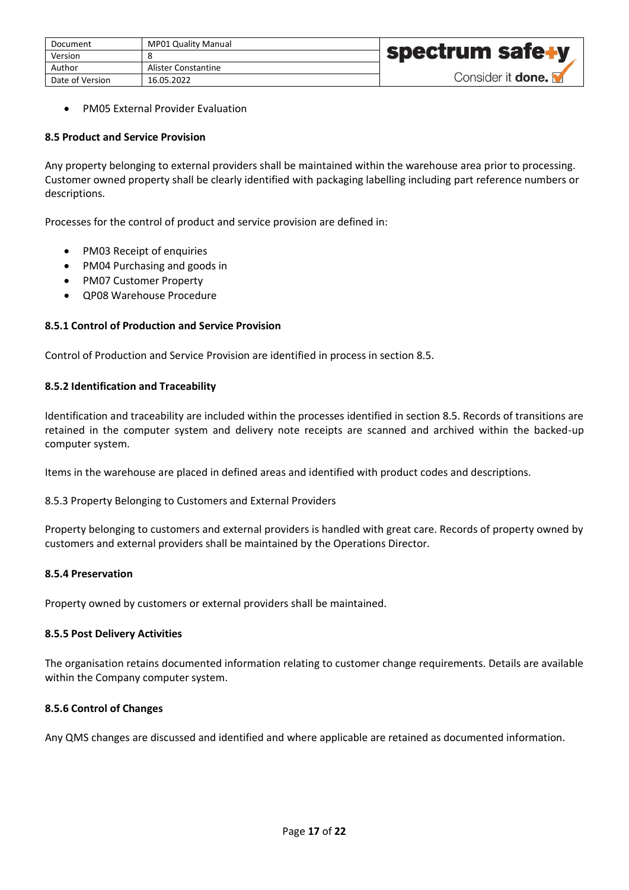- PM05 External Provider Evaluation

**8.5 Product and Service Provision**

Any property belonging to external providers shall be maintained within the warehouse area prior to processing. Customer owned property shall be clearly identified with packaging labelling including part reference numbers or descriptions.

Processes for the control of product and service provision are defined in:

- PM03 Receipt of enquiries
- PM04 Purchasing and goods in
- PM07 Customer Property
- QP08 Warehouse Procedure

**8.5.1 Control of Production and Service Provision**

Control of Production and Service Provision are identified in process in section 8.5.

**8.5.2 Identification and Traceability**

Identification and traceability are included within the processes identified in section 8.5. Records of transitions are retained in the computer system and delivery note receipts are scanned and archived within the backed-up computer system.

Items in the warehouse are placed in defined areas and identified with product codes and descriptions.

8.5.3 Property Belonging to Customers and External Providers

Property belonging to customers and external providers is handled with great care. Records of property owned by customers and external providers shall be maintained by the Operations Director.

**8.5.4 Preservation**

Property owned by customers or external providers shall be maintained.

**8.5.5 Post Delivery Activities**

The organisation retains documented information relating to customer change requirements. Details are available within the Company computer system.

**8.5.6 Control of Changes**

Any QMS changes are discussed and identified and where applicable are retained as documented information.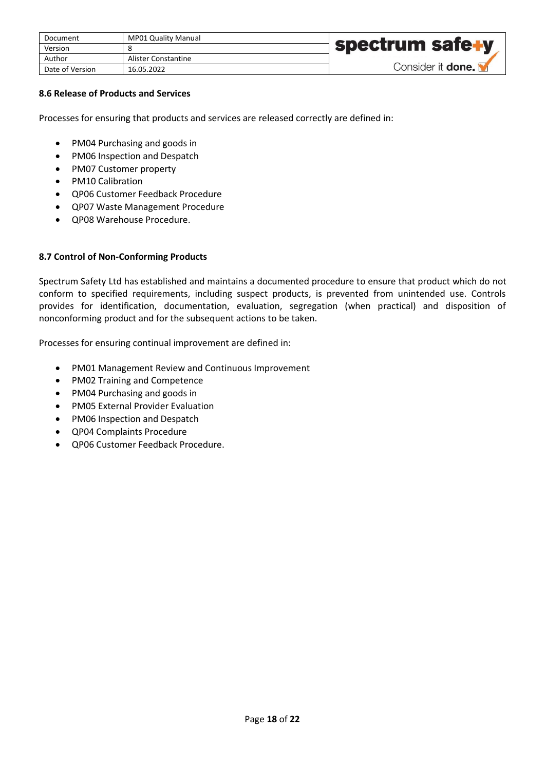### 8.6 Release of Products and Services

Processes for ensuring that products and services are released correctly are defined in:

- PM04 Purchasing and goods in
- PM06 Inspection and Despatch
- PM07 Customer property
- PM10 Calibration
- QP06 Customer Feedback Procedure
- QP07 Waste Management Procedure
- QP08 Warehouse Procedure.

### 8.7 Control of Non-Conforming Products

Spectrum Safety Ltd has established and maintains a documented procedure to ensure that product which do not conform to specified requirements, including suspect products, is prevented from unintended use. Controls provides for identification, documentation, evaluation, segregation (when practical) and disposition of nonconforming product and for the subsequent actions to be taken.

Processes for ensuring continual improvement are defined in:

- PM01 Management Review and Continuous Improvement
- PM02 Training and Competence
- PM04 Purchasing and goods in
- PM05 External Provider Evaluation
- PM06 Inspection and Despatch
- QP04 Complaints Procedure
- QP06 Customer Feedback Procedure.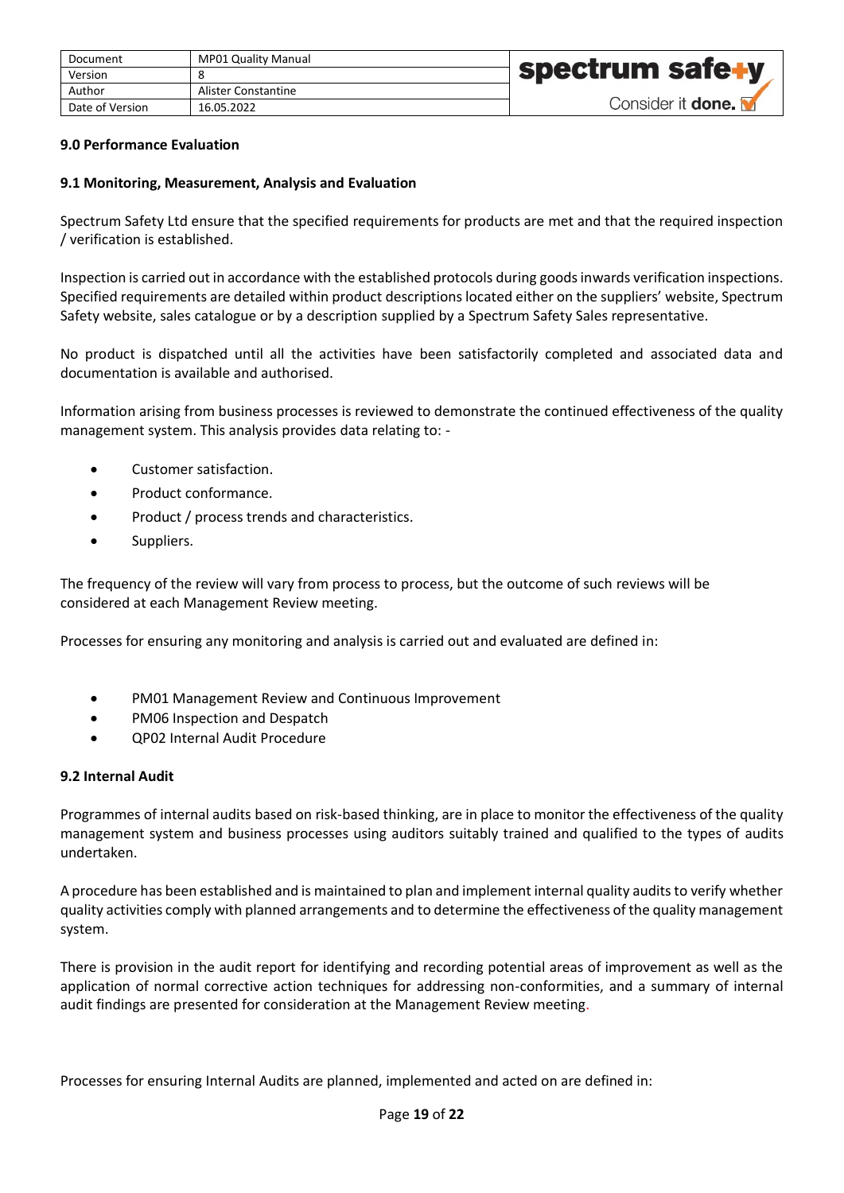## 9.0 Performance Evaluation

### 9.1 Monitoring, Measurement, Analysis and Evaluation

Spectrum Safety Ltd ensure that the specified requirements for products are met and that the required inspection / verification is established.

Inspection is carried out in accordance with the established protocols during goods inwards verification inspections. Specified requirements are detailed within product descriptions located either on the suppliers' website, Spectrum Safety website, sales catalogue or by a description supplied by a Spectrum Safety Sales representative.

No product is dispatched until all the activities have been satisfactorily completed and associated data and documentation is available and authorised.

Information arising from business processes is reviewed to demonstrate the continued effectiveness of the quality management system. This analysis provides data relating to: -

- Customer satisfaction.
- Product conformance.
- Product / process trends and characteristics.
- Suppliers.

The frequency of the review will vary from process to process, but the outcome of such reviews will be considered at each Management Review meeting.

Processes for ensuring any monitoring and analysis is carried out and evaluated are defined in:

- PM01 Management Review and Continuous Improvement
- PM06 Inspection and Despatch
- QP02 Internal Audit Procedure

### 9.2 Internal Audit

Programmes of internal audits based on risk-based thinking, are in place to monitor the effectiveness of the quality management system and business processes using auditors suitably trained and qualified to the types of audits undertaken.

A procedure has been established and is maintained to plan and implement internal quality audits to verify whether quality activities comply with planned arrangements and to determine the effectiveness of the quality management system.

There is provision in the audit report for identifying and recording potential areas of improvement as well as the application of normal corrective action techniques for addressing non-conformities, and a summary of internal audit findings are presented for consideration at the Management Review meeting.

Processes for ensuring Internal Audits are planned, implemented and acted on are defined in: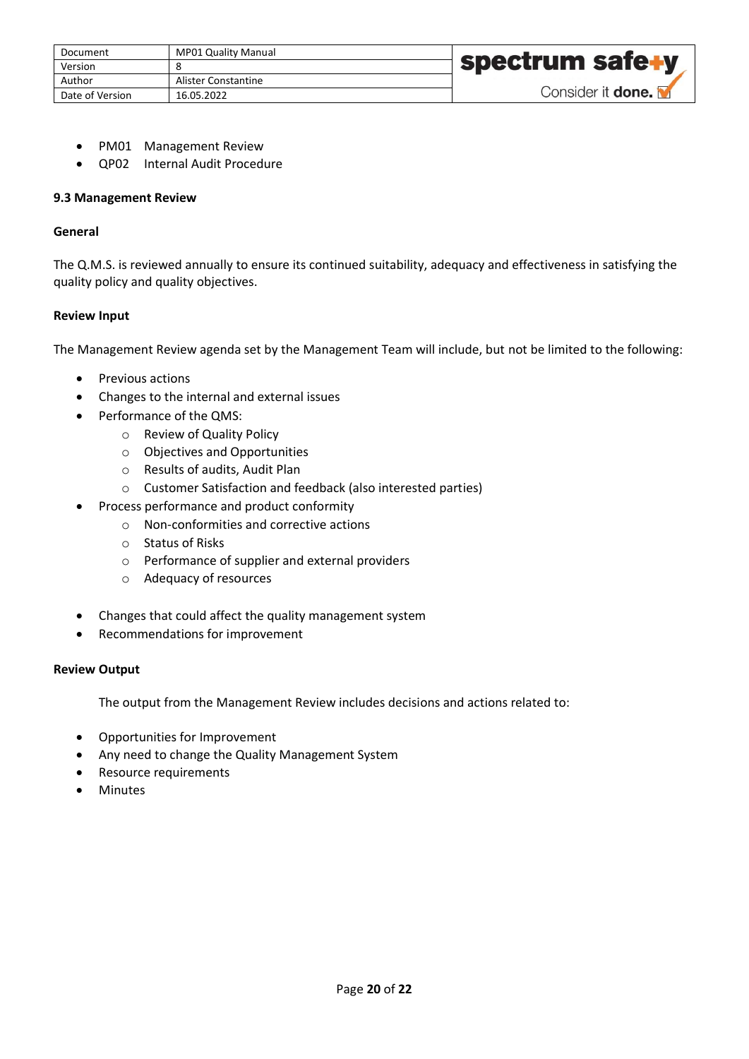- PM01 Management Review
- QP02 Internal Audit Procedure

**9.3 Management Review**

**General**

The Q.M.S. is reviewed annually to ensure its continued suitability, adequacy and effectiveness in satisfying the quality policy and quality objectives.

**Review Input**

The Management Review agenda set by the Management Team will include, but not be limited to the following:

- Previous actions
- Changes to the internal and external issues
- Performance of the QMS:
  - Review of Quality Policy
  - Objectives and Opportunities
  - Results of audits, Audit Plan
  - Customer Satisfaction and feedback (also interested parties)
- Process performance and product conformity
  - Non-conformities and corrective actions
  - Status of Risks
  - Performance of supplier and external providers
  - Adequacy of resources
- Changes that could affect the quality management system
- Recommendations for improvement

**Review Output**

The output from the Management Review includes decisions and actions related to:

- Opportunities for Improvement
- Any need to change the Quality Management System
- Resource requirements
- Minutes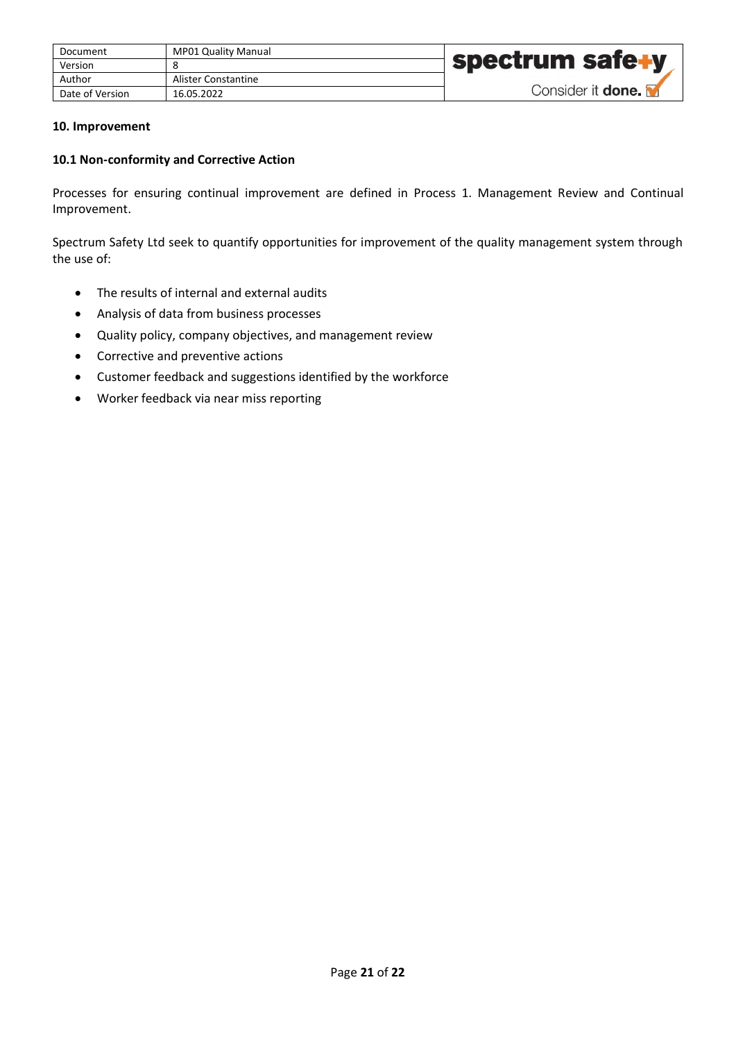## 10. Improvement

### 10.1 Non-conformity and Corrective Action

Processes for ensuring continual improvement are defined in Process 1. Management Review and Continual Improvement.

Spectrum Safety Ltd seek to quantify opportunities for improvement of the quality management system through the use of:

- The results of internal and external audits
- Analysis of data from business processes
- Quality policy, company objectives, and management review
- Corrective and preventive actions
- Customer feedback and suggestions identified by the workforce
- Worker feedback via near miss reporting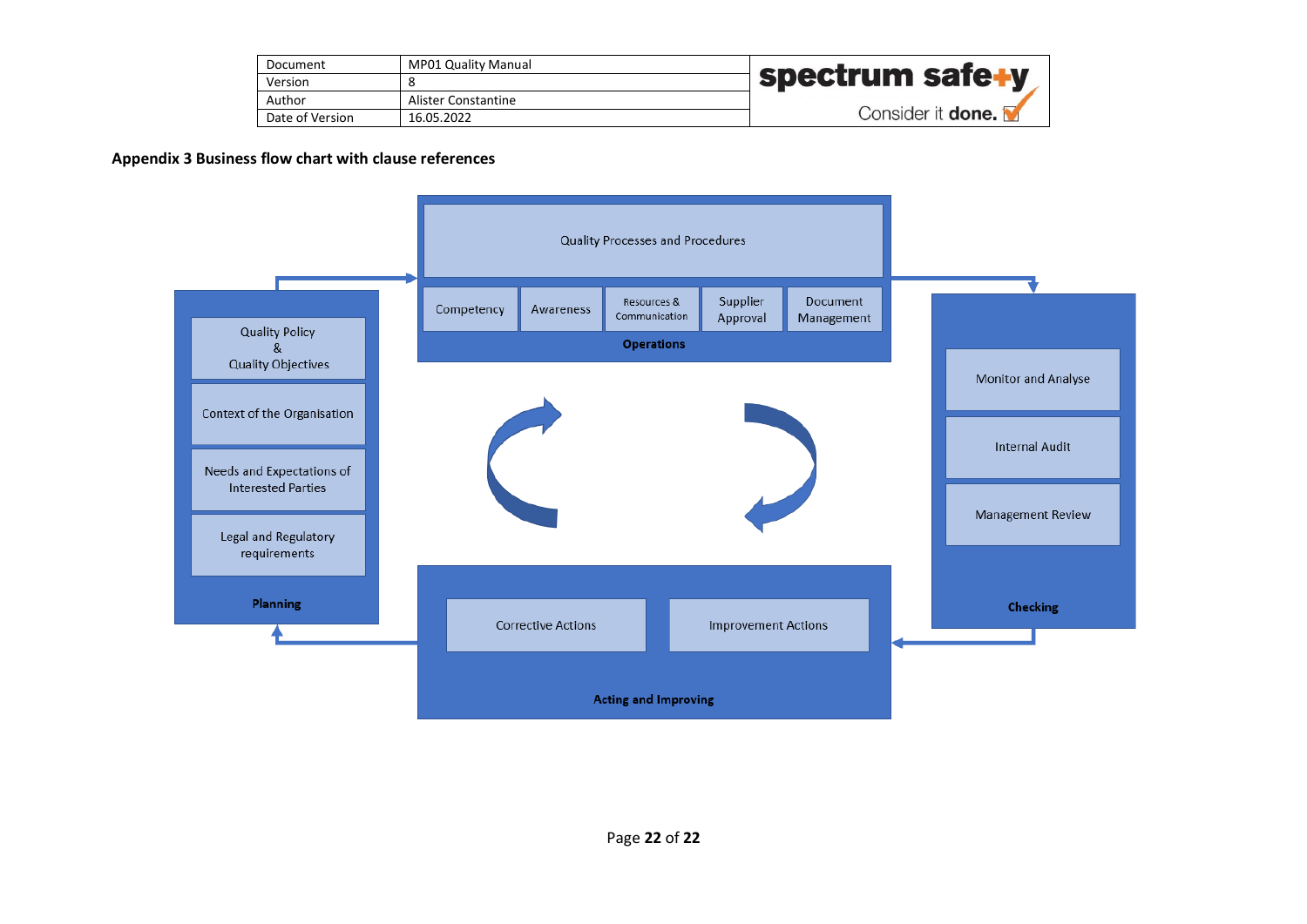**Appendix 3 Business flow chart with clause references**

Quality Processes and Procedures

Competency

Awareness

Resources & Communication

Supplier Approval

Document Management

**Operations**

Quality Policy & Quality Objectives

Context of the Organisation

Needs and Expectations of Interested Parties

Legal and Regulatory requirements

**Planning**

Monitor and Analyse

Internal Audit

Management Review

**Checking**

Corrective Actions

Improvement Actions

**Acting and Improving**